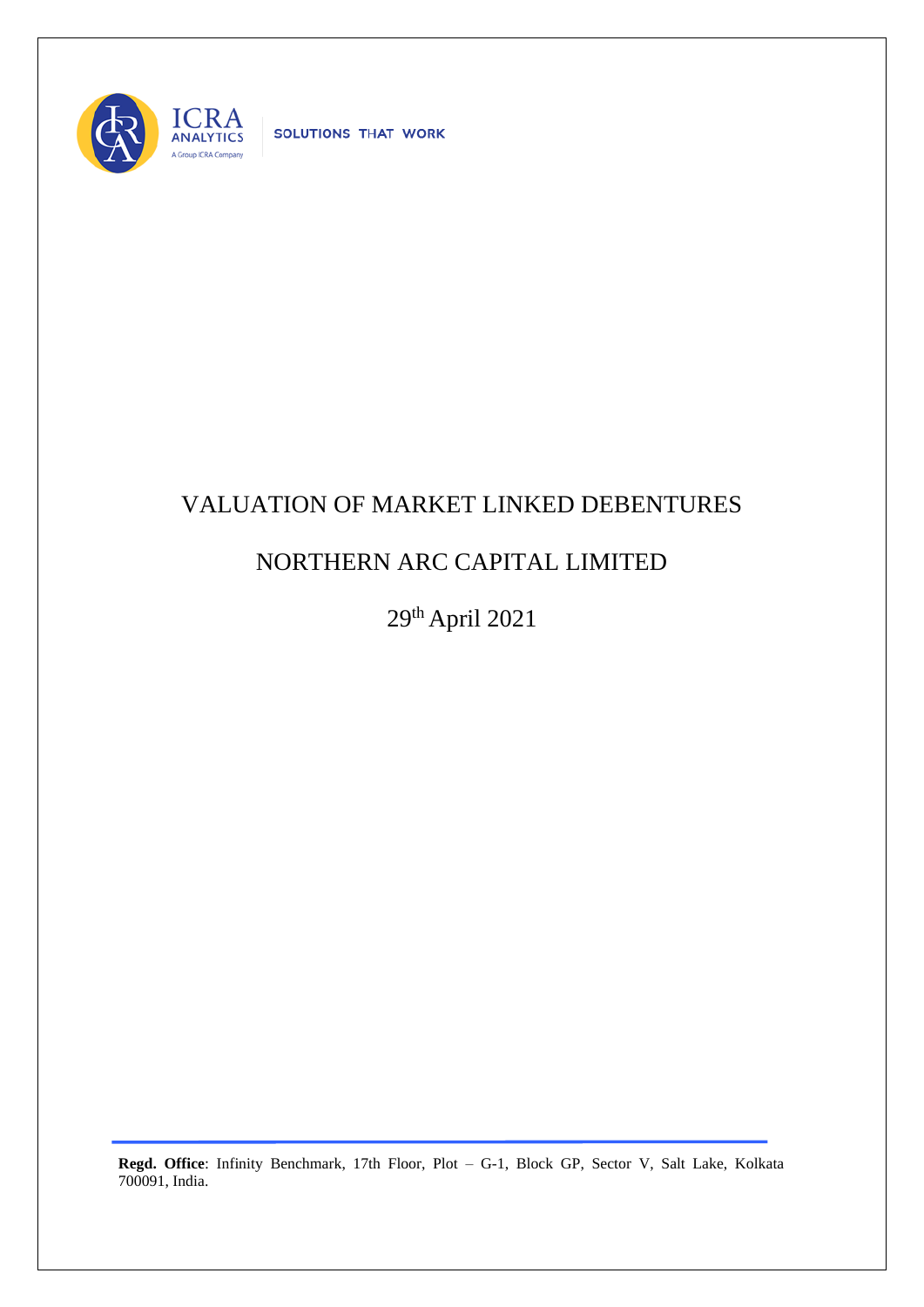ICRA ANALYTICS

A Group ICRA Company

SOLUTIONS THAT WORK

# VALUATION OF MARKET LINKED DEBENTURES

# NORTHERN ARC CAPITAL LIMITED

29th April 2021

**Regd. Office**: Infinity Benchmark, 17th Floor, Plot – G-1, Block GP, Sector V, Salt Lake, Kolkata 700091, India.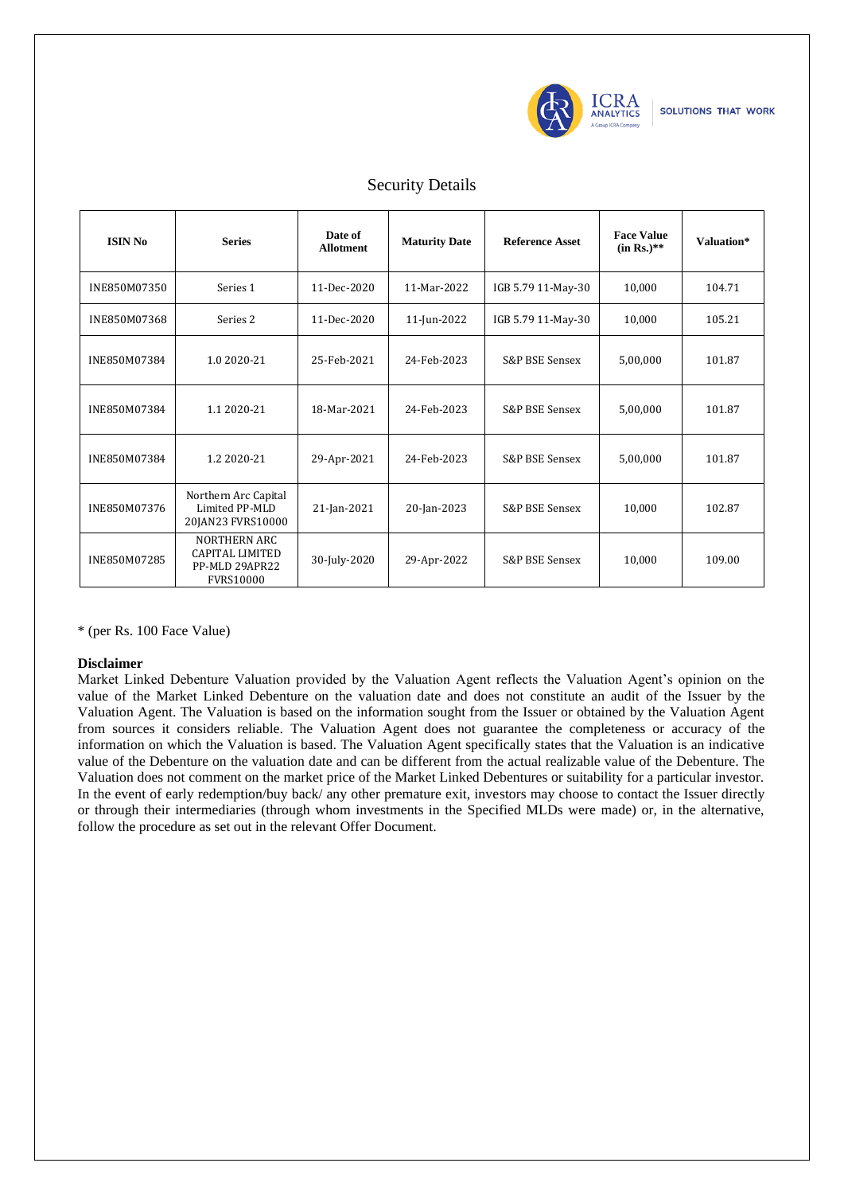## Security Details

| ISIN No | Series | Date of Allotment | Maturity Date | Reference Asset | Face Value (in Rs.)** | Valuation* |
|---|---|---|---|---|---|---|
| INE850M07350 | Series 1 | 11-Dec-2020 | 11-Mar-2022 | IGB 5.79 11-May-30 | 10,000 | 104.71 |
| INE850M07368 | Series 2 | 11-Dec-2020 | 11-Jun-2022 | IGB 5.79 11-May-30 | 10,000 | 105.21 |
| INE850M07384 | 1.0 2020-21 | 25-Feb-2021 | 24-Feb-2023 | S&P BSE Sensex | 5,00,000 | 101.87 |
| INE850M07384 | 1.1 2020-21 | 18-Mar-2021 | 24-Feb-2023 | S&P BSE Sensex | 5,00,000 | 101.87 |
| INE850M07384 | 1.2 2020-21 | 29-Apr-2021 | 24-Feb-2023 | S&P BSE Sensex | 5,00,000 | 101.87 |
| INE850M07376 | Northern Arc Capital Limited PP-MLD 20JAN23 FVRS10000 | 21-Jan-2021 | 20-Jan-2023 | S&P BSE Sensex | 10,000 | 102.87 |
| INE850M07285 | NORTHERN ARC CAPITAL LIMITED PP-MLD 29APR22 FVRS10000 | 30-July-2020 | 29-Apr-2022 | S&P BSE Sensex | 10,000 | 109.00 |

* (per Rs. 100 Face Value)

**Disclaimer**

Market Linked Debenture Valuation provided by the Valuation Agent reflects the Valuation Agent's opinion on the value of the Market Linked Debenture on the valuation date and does not constitute an audit of the Issuer by the Valuation Agent. The Valuation is based on the information sought from the Issuer or obtained by the Valuation Agent from sources it considers reliable. The Valuation Agent does not guarantee the completeness or accuracy of the information on which the Valuation is based. The Valuation Agent specifically states that the Valuation is an indicative value of the Debenture on the valuation date and can be different from the actual realizable value of the Debenture. The Valuation does not comment on the market price of the Market Linked Debentures or suitability for a particular investor. In the event of early redemption/buy back/ any other premature exit, investors may choose to contact the Issuer directly or through their intermediaries (through whom investments in the Specified MLDs were made) or, in the alternative, follow the procedure as set out in the relevant Offer Document.